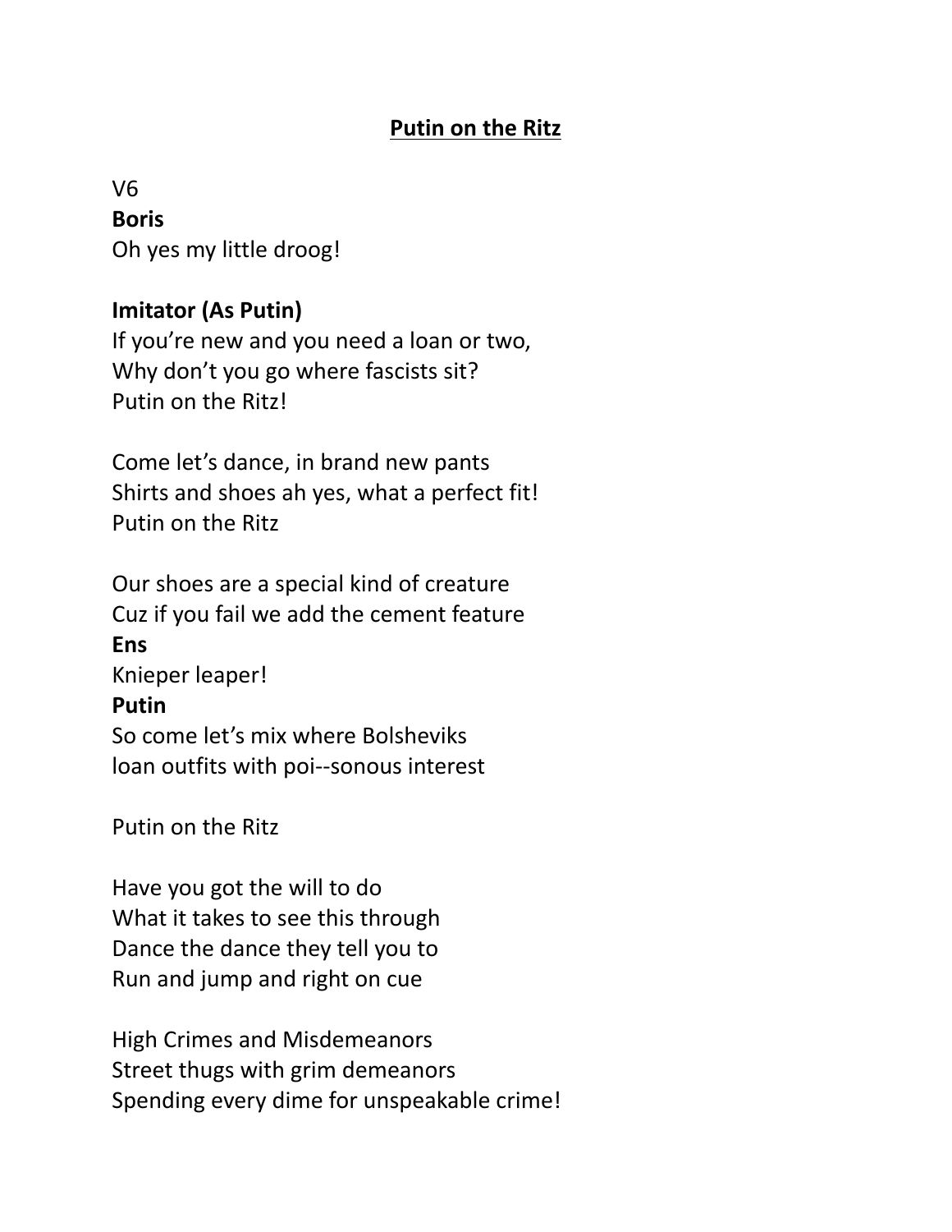# Putin on the Ritz

V6

**Boris**

Oh yes my little droog!

**Imitator (As Putin)**

If you're new and you need a loan or two,
Why don't you go where fascists sit?
Putin on the Ritz!

Come let's dance, in brand new pants
Shirts and shoes ah yes, what a perfect fit!
Putin on the Ritz

Our shoes are a special kind of creature
Cuz if you fail we add the cement feature

**Ens**

Knieper leaper!

**Putin**

So come let's mix where Bolsheviks
loan outfits with poi--sonous interest

Putin on the Ritz

Have you got the will to do
What it takes to see this through
Dance the dance they tell you to
Run and jump and right on cue

High Crimes and Misdemeanors
Street thugs with grim demeanors
Spending every dime for unspeakable crime!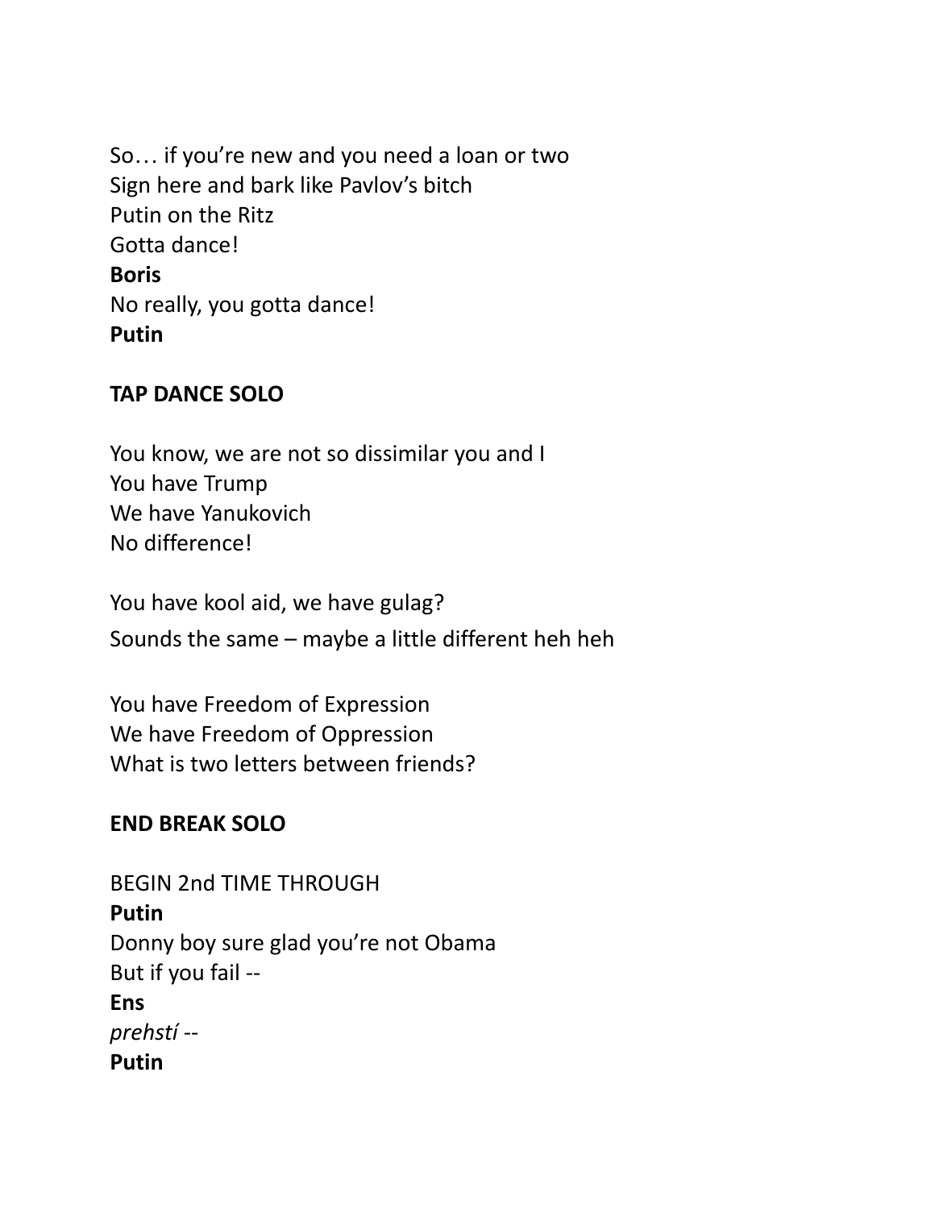So… if you're new and you need a loan or two
Sign here and bark like Pavlov's bitch
Putin on the Ritz
Gotta dance!
**Boris**
No really, you gotta dance!
**Putin**

**TAP DANCE SOLO**

You know, we are not so dissimilar you and I
You have Trump
We have Yanukovich
No difference!

You have kool aid, we have gulag?
Sounds the same – maybe a little different heh heh

You have Freedom of Expression
We have Freedom of Oppression
What is two letters between friends?

**END BREAK SOLO**

BEGIN 2nd TIME THROUGH
**Putin**
Donny boy sure glad you're not Obama
But if you fail --
**Ens**
*prehstí* --
**Putin**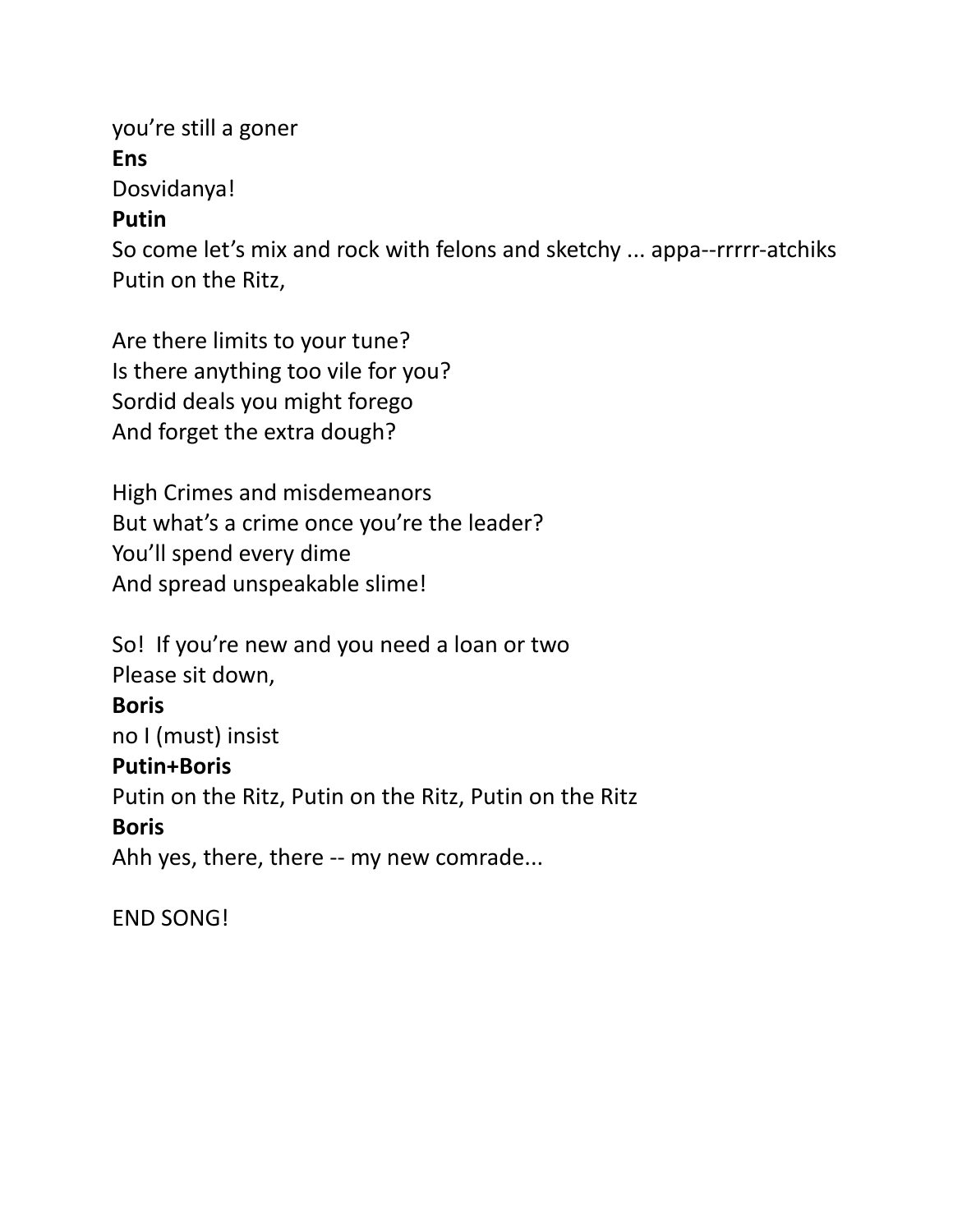you're still a goner

**Ens**

Dosvidanya!

**Putin**

So come let's mix and rock with felons and sketchy ... appa--rrrrr-atchiks
Putin on the Ritz,

Are there limits to your tune?
Is there anything too vile for you?
Sordid deals you might forego
And forget the extra dough?

High Crimes and misdemeanors
But what's a crime once you're the leader?
You'll spend every dime
And spread unspeakable slime!

So! If you're new and you need a loan or two
Please sit down,

**Boris**

no I (must) insist

**Putin+Boris**

Putin on the Ritz, Putin on the Ritz, Putin on the Ritz

**Boris**

Ahh yes, there, there -- my new comrade...

END SONG!